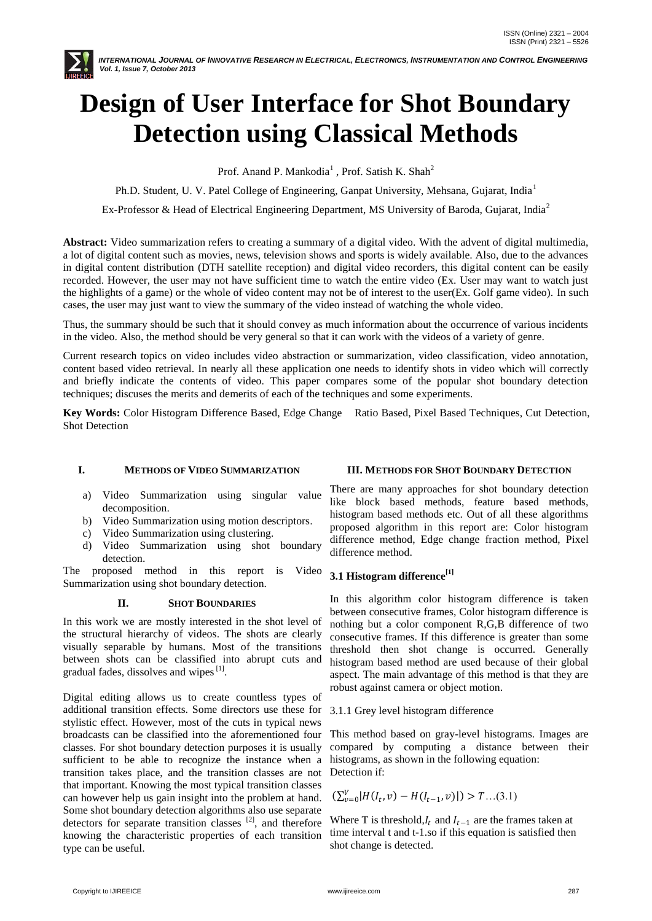# Design of User Interface for Shot Boundary Detection using Classical Methods

Prof. Anand P. Mankodia[1] , Prof. Satish K. Shah[2]

Ph.D. Student, U. V. Patel College of Engineering, Ganpat University, Mehsana, Gujarat, India[1]

Ex-Professor & Head of Electrical Engineering Department, MS University of Baroda, Gujarat, India[2]

**Abstract:** Video summarization refers to creating a summary of a digital video. With the advent of digital multimedia, a lot of digital content such as movies, news, television shows and sports is widely available. Also, due to the advances in digital content distribution (DTH satellite reception) and digital video recorders, this digital content can be easily recorded. However, the user may not have sufficient time to watch the entire video (Ex. User may want to watch just the highlights of a game) or the whole of video content may not be of interest to the user(Ex. Golf game video). In such cases, the user may just want to view the summary of the video instead of watching the whole video.

Thus, the summary should be such that it should convey as much information about the occurrence of various incidents in the video. Also, the method should be very general so that it can work with the videos of a variety of genre.

Current research topics on video includes video abstraction or summarization, video classification, video annotation, content based video retrieval. In nearly all these application one needs to identify shots in video which will correctly and briefly indicate the contents of video. This paper compares some of the popular shot boundary detection techniques; discuses the merits and demerits of each of the techniques and some experiments.

**Key Words:** Color Histogram Difference Based, Edge Change Ratio Based, Pixel Based Techniques, Cut Detection, Shot Detection

## I. Methods of Video Summarization

a) Video Summarization using singular value decomposition.
b) Video Summarization using motion descriptors.
c) Video Summarization using clustering.
d) Video Summarization using shot boundary detection.

The proposed method in this report is Video Summarization using shot boundary detection.

## II. Shot Boundaries

In this work we are mostly interested in the shot level of the structural hierarchy of videos. The shots are clearly visually separable by humans. Most of the transitions between shots can be classified into abrupt cuts and gradual fades, dissolves and wipes [1].

Digital editing allows us to create countless types of additional transition effects. Some directors use these for stylistic effect. However, most of the cuts in typical news broadcasts can be classified into the aforementioned four classes. For shot boundary detection purposes it is usually sufficient to be able to recognize the instance when a transition takes place, and the transition classes are not that important. Knowing the most typical transition classes can however help us gain insight into the problem at hand. Some shot boundary detection algorithms also use separate detectors for separate transition classes [2], and therefore knowing the characteristic properties of each transition type can be useful.

## III. Methods for Shot Boundary Detection

There are many approaches for shot boundary detection like block based methods, feature based methods, histogram based methods etc. Out of all these algorithms proposed algorithm in this report are: Color histogram difference method, Edge change fraction method, Pixel difference method.

### 3.1 Histogram difference[1]

In this algorithm color histogram difference is taken between consecutive frames, Color histogram difference is nothing but a color component R,G,B difference of two consecutive frames. If this difference is greater than some threshold then shot change is occurred. Generally histogram based method are used because of their global aspect. The main advantage of this method is that they are robust against camera or object motion.

3.1.1 Grey level histogram difference

This method based on gray-level histograms. Images are compared by computing a distance between their histograms, as shown in the following equation:
Detection if:

$$\left(\sum_{v=0}^{V} |H(I_t, v) - H(I_{t-1}, v)|\right) > T \ldots (3.1)$$

Where T is threshold, $I_t$ and $I_{t-1}$ are the frames taken at time interval t and t-1.so if this equation is satisfied then shot change is detected.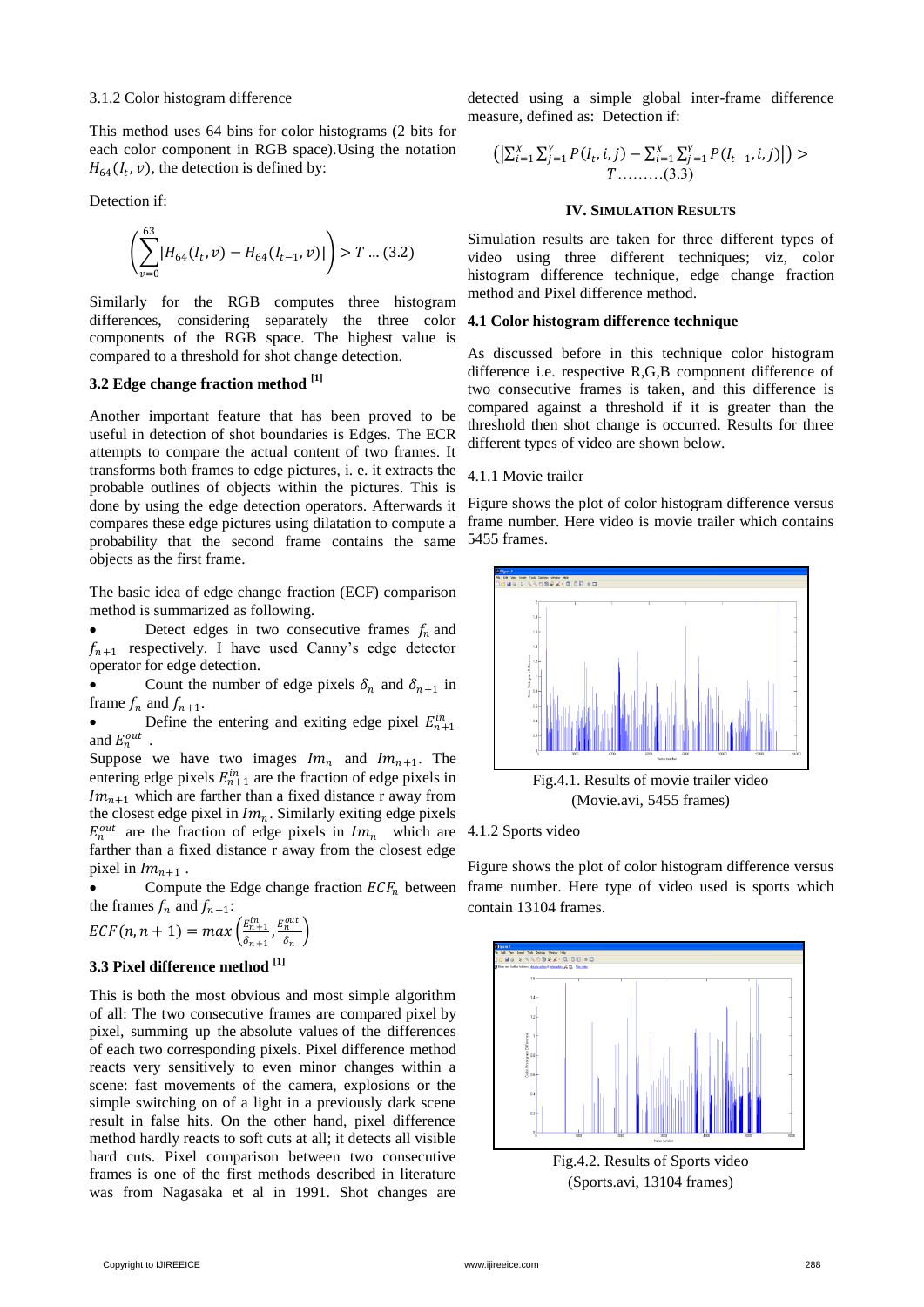3.1.2 Color histogram difference

This method uses 64 bins for color histograms (2 bits for each color component in RGB space).Using the notation $H_{64}(I_t, v)$, the detection is defined by:

Detection if:

$$\left(\sum_{v=0}^{63} |H_{64}(I_t, v) - H_{64}(I_{t-1}, v)|\right) > T \ldots (3.2)$$

Similarly for the RGB computes three histogram differences, considering separately the three color components of the RGB space. The highest value is compared to a threshold for shot change detection.

### 3.2 Edge change fraction method [1]

Another important feature that has been proved to be useful in detection of shot boundaries is Edges. The ECR attempts to compare the actual content of two frames. It transforms both frames to edge pictures, i. e. it extracts the probable outlines of objects within the pictures. This is done by using the edge detection operators. Afterwards it compares these edge pictures using dilatation to compute a probability that the second frame contains the same objects as the first frame.

The basic idea of edge change fraction (ECF) comparison method is summarized as following.

- Detect edges in two consecutive frames $f_n$ and $f_{n+1}$ respectively. I have used Canny's edge detector operator for edge detection.
- Count the number of edge pixels $\delta_n$ and $\delta_{n+1}$ in frame $f_n$ and $f_{n+1}$.
- Define the entering and exiting edge pixel $E_{n+1}^{in}$ and $E_n^{out}$ .

Suppose we have two images $Im_n$ and $Im_{n+1}$. The entering edge pixels $E_{n+1}^{in}$ are the fraction of edge pixels in $Im_{n+1}$ which are farther than a fixed distance r away from the closest edge pixel in $Im_n$. Similarly exiting edge pixels $E_n^{out}$ are the fraction of edge pixels in $Im_n$ which are farther than a fixed distance r away from the closest edge pixel in $Im_{n+1}$ .

- Compute the Edge change fraction $ECF_n$ between the frames $f_n$ and $f_{n+1}$:

$$ECF(n, n+1) = max\left(\frac{E_{n+1}^{in}}{\delta_{n+1}}, \frac{E_n^{out}}{\delta_n}\right)$$

### 3.3 Pixel difference method [1]

This is both the most obvious and most simple algorithm of all: The two consecutive frames are compared pixel by pixel, summing up the absolute values of the differences of each two corresponding pixels. Pixel difference method reacts very sensitively to even minor changes within a scene: fast movements of the camera, explosions or the simple switching on of a light in a previously dark scene result in false hits. On the other hand, pixel difference method hardly reacts to soft cuts at all; it detects all visible hard cuts. Pixel comparison between two consecutive frames is one of the first methods described in literature was from Nagasaka et al in 1991. Shot changes are detected using a simple global inter-frame difference measure, defined as: Detection if:

$$\left(\left|\sum_{i=1}^{X}\sum_{j=1}^{Y} P(I_t, i, j) - \sum_{i=1}^{X}\sum_{j=1}^{Y} P(I_{t-1}, i, j)\right|\right) > T \ldots\ldots\ldots(3.3)$$

## IV. SIMULATION RESULTS

Simulation results are taken for three different types of video using three different techniques; viz, color histogram difference technique, edge change fraction method and Pixel difference method.

### 4.1 Color histogram difference technique

As discussed before in this technique color histogram difference i.e. respective R,G,B component difference of two consecutive frames is taken, and this difference is compared against a threshold if it is greater than the threshold then shot change is occurred. Results for three different types of video are shown below.

4.1.1 Movie trailer

Figure shows the plot of color histogram difference versus frame number. Here video is movie trailer which contains 5455 frames.

Fig.4.1. Results of movie trailer video (Movie.avi, 5455 frames)

4.1.2 Sports video

Figure shows the plot of color histogram difference versus frame number. Here type of video used is sports which contain 13104 frames.

Fig.4.2. Results of Sports video (Sports.avi, 13104 frames)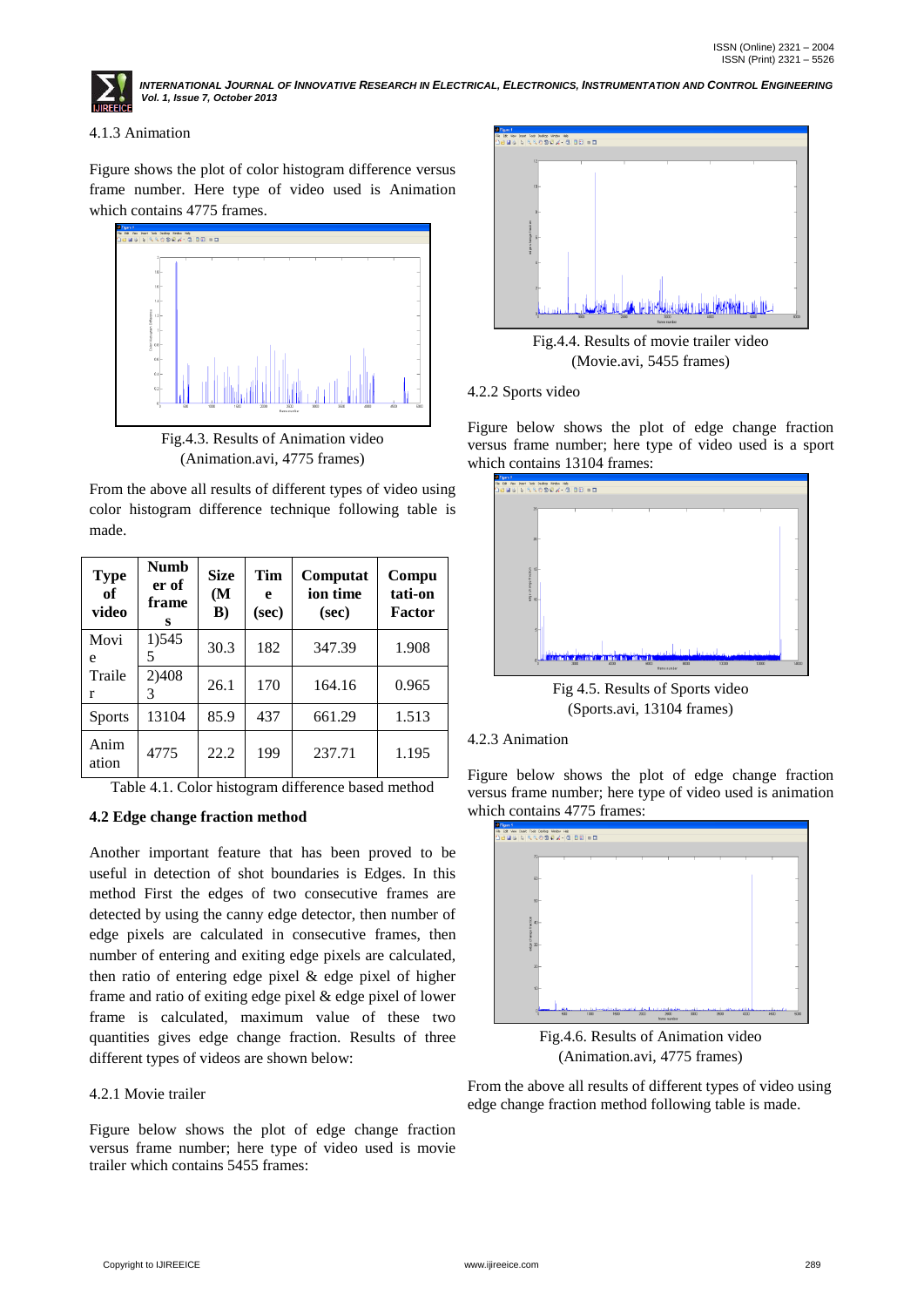4.1.3 Animation

Figure shows the plot of color histogram difference versus frame number. Here type of video used is Animation which contains 4775 frames.

Fig.4.3. Results of Animation video (Animation.avi, 4775 frames)

From the above all results of different types of video using color histogram difference technique following table is made.

| Type of video | Number of frames | Size (MB) | Time (sec) | Computation time (sec) | Computa-tion Factor |
|---|---|---|---|---|---|
| Movie Trailer | 1)5455 | 30.3 | 182 | 347.39 | 1.908 |
| | 2)4083 | 26.1 | 170 | 164.16 | 0.965 |
| Sports | 13104 | 85.9 | 437 | 661.29 | 1.513 |
| Animation | 4775 | 22.2 | 199 | 237.71 | 1.195 |

Table 4.1. Color histogram difference based method

### 4.2 Edge change fraction method

Another important feature that has been proved to be useful in detection of shot boundaries is Edges. In this method First the edges of two consecutive frames are detected by using the canny edge detector, then number of edge pixels are calculated in consecutive frames, then number of entering and exiting edge pixels are calculated, then ratio of entering edge pixel & edge pixel of higher frame and ratio of exiting edge pixel & edge pixel of lower frame is calculated, maximum value of these two quantities gives edge change fraction. Results of three different types of videos are shown below:

4.2.1 Movie trailer

Figure below shows the plot of edge change fraction versus frame number; here type of video used is movie trailer which contains 5455 frames:

Fig.4.4. Results of movie trailer video (Movie.avi, 5455 frames)

4.2.2 Sports video

Figure below shows the plot of edge change fraction versus frame number; here type of video used is a sport which contains 13104 frames:

Fig 4.5. Results of Sports video (Sports.avi, 13104 frames)

4.2.3 Animation

Figure below shows the plot of edge change fraction versus frame number; here type of video used is animation which contains 4775 frames:

Fig.4.6. Results of Animation video (Animation.avi, 4775 frames)

From the above all results of different types of video using edge change fraction method following table is made.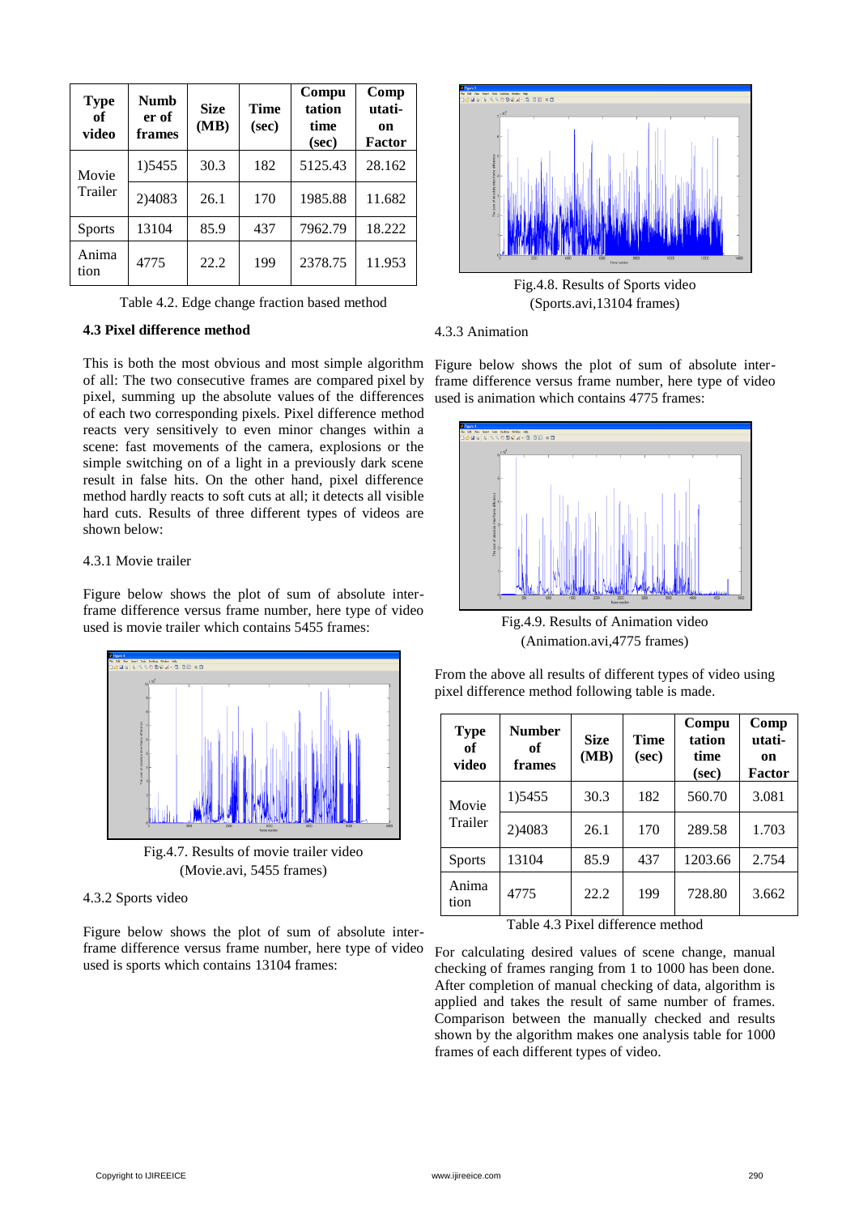| Type of video | Number of frames | Size (MB) | Time (sec) | Computation time (sec) | Computation Factor |
|---|---|---|---|---|---|
| Movie Trailer | 1)5455 | 30.3 | 182 | 5125.43 | 28.162 |
| | 2)4083 | 26.1 | 170 | 1985.88 | 11.682 |
| Sports | 13104 | 85.9 | 437 | 7962.79 | 18.222 |
| Animation | 4775 | 22.2 | 199 | 2378.75 | 11.953 |

Table 4.2. Edge change fraction based method

### 4.3 Pixel difference method

This is both the most obvious and most simple algorithm of all: The two consecutive frames are compared pixel by pixel, summing up the absolute values of the differences of each two corresponding pixels. Pixel difference method reacts very sensitively to even minor changes within a scene: fast movements of the camera, explosions or the simple switching on of a light in a previously dark scene result in false hits. On the other hand, pixel difference method hardly reacts to soft cuts at all; it detects all visible hard cuts. Results of three different types of videos are shown below:

4.3.1 Movie trailer

Figure below shows the plot of sum of absolute inter-frame difference versus frame number, here type of video used is movie trailer which contains 5455 frames:

Fig.4.7. Results of movie trailer video (Movie.avi, 5455 frames)

4.3.2 Sports video

Figure below shows the plot of sum of absolute inter-frame difference versus frame number, here type of video used is sports which contains 13104 frames:

Fig.4.8. Results of Sports video (Sports.avi,13104 frames)

4.3.3 Animation

Figure below shows the plot of sum of absolute inter-frame difference versus frame number, here type of video used is animation which contains 4775 frames:

Fig.4.9. Results of Animation video (Animation.avi,4775 frames)

From the above all results of different types of video using pixel difference method following table is made.

| Type of video | Number of frames | Size (MB) | Time (sec) | Computation time (sec) | Computation Factor |
|---|---|---|---|---|---|
| Movie Trailer | 1)5455 | 30.3 | 182 | 560.70 | 3.081 |
| | 2)4083 | 26.1 | 170 | 289.58 | 1.703 |
| Sports | 13104 | 85.9 | 437 | 1203.66 | 2.754 |
| Animation | 4775 | 22.2 | 199 | 728.80 | 3.662 |

Table 4.3 Pixel difference method

For calculating desired values of scene change, manual checking of frames ranging from 1 to 1000 has been done. After completion of manual checking of data, algorithm is applied and takes the result of same number of frames. Comparison between the manually checked and results shown by the algorithm makes one analysis table for 1000 frames of each different types of video.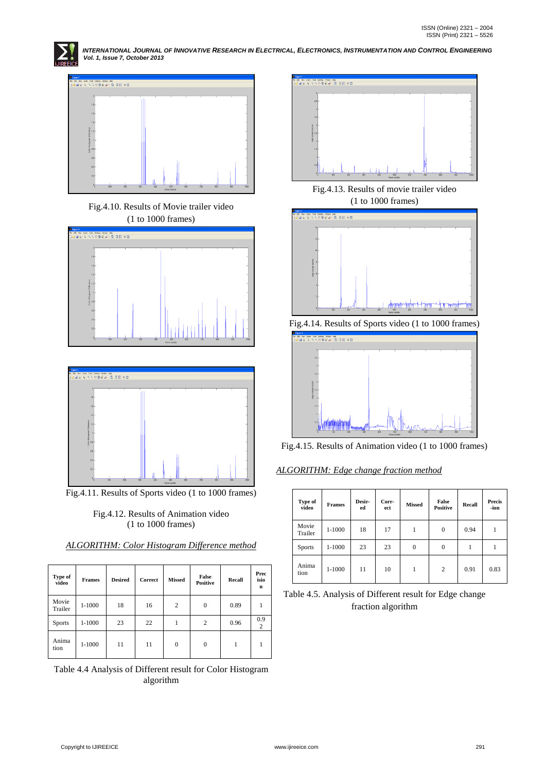Fig.4.10. Results of Movie trailer video (1 to 1000 frames)

Fig.4.11. Results of Sports video (1 to 1000 frames)

Fig.4.12. Results of Animation video (1 to 1000 frames)

*ALGORITHM: Color Histogram Difference method*

| Type of video | Frames | Desired | Correct | Missed | False Positive | Recall | Precision |
|---|---|---|---|---|---|---|---|
| Movie Trailer | 1-1000 | 18 | 16 | 2 | 0 | 0.89 | 1 |
| Sports | 1-1000 | 23 | 22 | 1 | 2 | 0.96 | 0.92 |
| Animation | 1-1000 | 11 | 11 | 0 | 0 | 1 | 1 |

Table 4.4 Analysis of Different result for Color Histogram algorithm

Fig.4.13. Results of movie trailer video (1 to 1000 frames)

Fig.4.14. Results of Sports video (1 to 1000 frames)

Fig.4.15. Results of Animation video (1 to 1000 frames)

*ALGORITHM: Edge change fraction method*

| Type of video | Frames | Desired | Correct | Missed | False Positive | Recall | Precision |
|---|---|---|---|---|---|---|---|
| Movie Trailer | 1-1000 | 18 | 17 | 1 | 0 | 0.94 | 1 |
| Sports | 1-1000 | 23 | 23 | 0 | 0 | 1 | 1 |
| Animation | 1-1000 | 11 | 10 | 1 | 2 | 0.91 | 0.83 |

Table 4.5. Analysis of Different result for Edge change fraction algorithm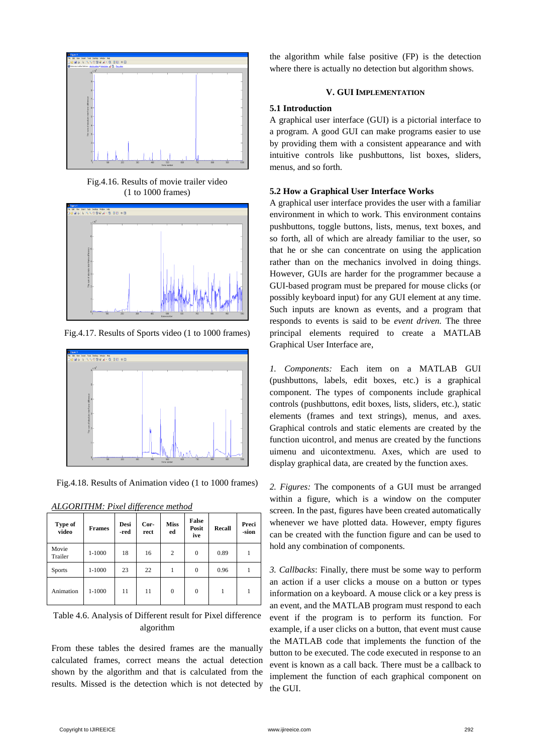Fig.4.16. Results of movie trailer video (1 to 1000 frames)

Fig.4.17. Results of Sports video (1 to 1000 frames)

Fig.4.18. Results of Animation video (1 to 1000 frames)

*ALGORITHM: Pixel difference method*

| Type of video | Frames | Desi -red | Cor- rect | Miss ed | False Posit ive | Recall | Preci -sion |
|---|---|---|---|---|---|---|---|
| Movie Trailer | 1-1000 | 18 | 16 | 2 | 0 | 0.89 | 1 |
| Sports | 1-1000 | 23 | 22 | 1 | 0 | 0.96 | 1 |
| Animation | 1-1000 | 11 | 11 | 0 | 0 | 1 | 1 |

Table 4.6. Analysis of Different result for Pixel difference algorithm

From these tables the desired frames are the manually calculated frames, correct means the actual detection shown by the algorithm and that is calculated from the results. Missed is the detection which is not detected by the algorithm while false positive (FP) is the detection where there is actually no detection but algorithm shows.

## V. GUI IMPLEMENTATION

### 5.1 Introduction

A graphical user interface (GUI) is a pictorial interface to a program. A good GUI can make programs easier to use by providing them with a consistent appearance and with intuitive controls like pushbuttons, list boxes, sliders, menus, and so forth.

### 5.2 How a Graphical User Interface Works

A graphical user interface provides the user with a familiar environment in which to work. This environment contains pushbuttons, toggle buttons, lists, menus, text boxes, and so forth, all of which are already familiar to the user, so that he or she can concentrate on using the application rather than on the mechanics involved in doing things. However, GUIs are harder for the programmer because a GUI-based program must be prepared for mouse clicks (or possibly keyboard input) for any GUI element at any time. Such inputs are known as events, and a program that responds to events is said to be *event driven.* The three principal elements required to create a MATLAB Graphical User Interface are,

*1. Components:* Each item on a MATLAB GUI (pushbuttons, labels, edit boxes, etc.) is a graphical component. The types of components include graphical controls (pushbuttons, edit boxes, lists, sliders, etc.), static elements (frames and text strings), menus, and axes. Graphical controls and static elements are created by the function uicontrol, and menus are created by the functions uimenu and uicontextmenu. Axes, which are used to display graphical data, are created by the function axes.

*2. Figures:* The components of a GUI must be arranged within a figure, which is a window on the computer screen. In the past, figures have been created automatically whenever we have plotted data. However, empty figures can be created with the function figure and can be used to hold any combination of components.

*3. Callbacks*: Finally, there must be some way to perform an action if a user clicks a mouse on a button or types information on a keyboard. A mouse click or a key press is an event, and the MATLAB program must respond to each event if the program is to perform its function. For example, if a user clicks on a button, that event must cause the MATLAB code that implements the function of the button to be executed. The code executed in response to an event is known as a call back. There must be a callback to implement the function of each graphical component on the GUI.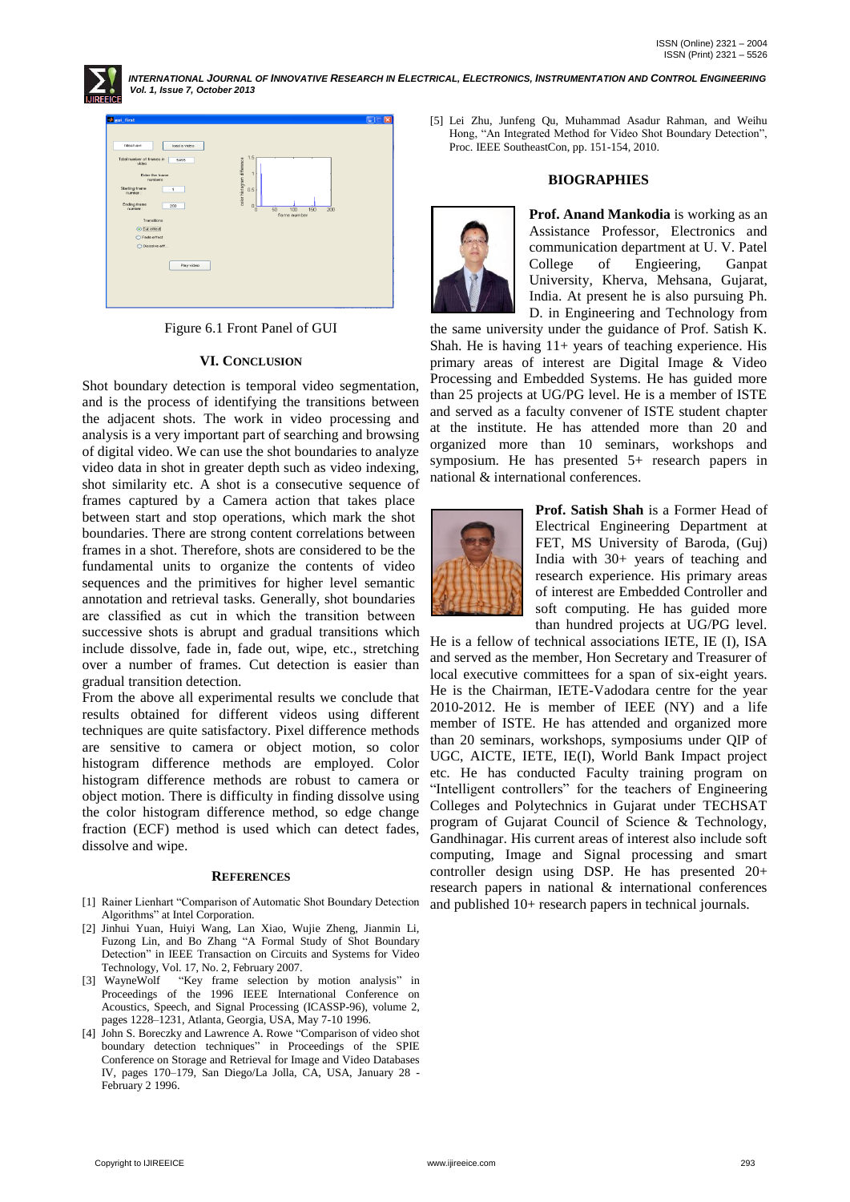Figure 6.1 Front Panel of GUI

## VI. Conclusion

Shot boundary detection is temporal video segmentation, and is the process of identifying the transitions between the adjacent shots. The work in video processing and analysis is a very important part of searching and browsing of digital video. We can use the shot boundaries to analyze video data in shot in greater depth such as video indexing, shot similarity etc. A shot is a consecutive sequence of frames captured by a Camera action that takes place between start and stop operations, which mark the shot boundaries. There are strong content correlations between frames in a shot. Therefore, shots are considered to be the fundamental units to organize the contents of video sequences and the primitives for higher level semantic annotation and retrieval tasks. Generally, shot boundaries are classified as cut in which the transition between successive shots is abrupt and gradual transitions which include dissolve, fade in, fade out, wipe, etc., stretching over a number of frames. Cut detection is easier than gradual transition detection.

From the above all experimental results we conclude that results obtained for different videos using different techniques are quite satisfactory. Pixel difference methods are sensitive to camera or object motion, so color histogram difference methods are employed. Color histogram difference methods are robust to camera or object motion. There is difficulty in finding dissolve using the color histogram difference method, so edge change fraction (ECF) method is used which can detect fades, dissolve and wipe.

## References

[1] Rainer Lienhart "Comparison of Automatic Shot Boundary Detection Algorithms" at Intel Corporation.

[2] Jinhui Yuan, Huiyi Wang, Lan Xiao, Wujie Zheng, Jianmin Li, Fuzong Lin, and Bo Zhang "A Formal Study of Shot Boundary Detection" in IEEE Transaction on Circuits and Systems for Video Technology, Vol. 17, No. 2, February 2007.

[3] WayneWolf "Key frame selection by motion analysis" in Proceedings of the 1996 IEEE International Conference on Acoustics, Speech, and Signal Processing (ICASSP-96), volume 2, pages 1228–1231, Atlanta, Georgia, USA, May 7-10 1996.

[4] John S. Boreczky and Lawrence A. Rowe "Comparison of video shot boundary detection techniques" in Proceedings of the SPIE Conference on Storage and Retrieval for Image and Video Databases IV, pages 170–179, San Diego/La Jolla, CA, USA, January 28 - February 2 1996.

[5] Lei Zhu, Junfeng Qu, Muhammad Asadur Rahman, and Weihu Hong, "An Integrated Method for Video Shot Boundary Detection", Proc. IEEE SoutheastCon, pp. 151-154, 2010.

## Biographies

**Prof. Anand Mankodia** is working as an Assistance Professor, Electronics and communication department at U. V. Patel College of Engieering, Ganpat University, Kherva, Mehsana, Gujarat, India. At present he is also pursuing Ph. D. in Engineering and Technology from the same university under the guidance of Prof. Satish K. Shah. He is having 11+ years of teaching experience. His primary areas of interest are Digital Image & Video Processing and Embedded Systems. He has guided more than 25 projects at UG/PG level. He is a member of ISTE and served as a faculty convener of ISTE student chapter at the institute. He has attended more than 20 and organized more than 10 seminars, workshops and symposium. He has presented 5+ research papers in national & international conferences.

**Prof. Satish Shah** is a Former Head of Electrical Engineering Department at FET, MS University of Baroda, (Guj) India with 30+ years of teaching and research experience. His primary areas of interest are Embedded Controller and soft computing. He has guided more than hundred projects at UG/PG level. He is a fellow of technical associations IETE, IE (I), ISA and served as the member, Hon Secretary and Treasurer of local executive committees for a span of six-eight years. He is the Chairman, IETE-Vadodara centre for the year 2010-2012. He is member of IEEE (NY) and a life member of ISTE. He has attended and organized more than 20 seminars, workshops, symposiums under QIP of UGC, AICTE, IETE, IE(I), World Bank Impact project etc. He has conducted Faculty training program on "Intelligent controllers" for the teachers of Engineering Colleges and Polytechnics in Gujarat under TECHSAT program of Gujarat Council of Science & Technology, Gandhinagar. His current areas of interest also include soft computing, Image and Signal processing and smart controller design using DSP. He has presented 20+ research papers in national & international conferences and published 10+ research papers in technical journals.